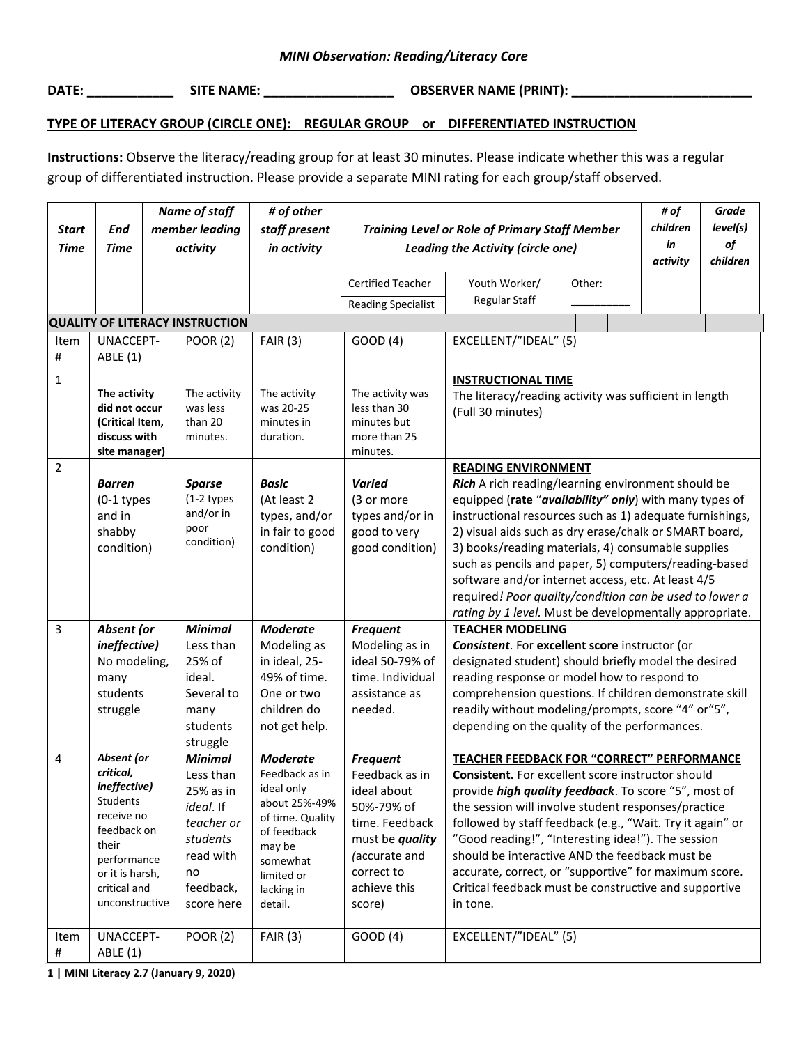*MINI Observation: Reading/Literacy Core*

**DATE: ____________ SITE NAME: __________________ OBSERVER NAME (PRINT): _________________________**

**TYPE OF LITERACY GROUP (CIRCLE ONE): REGULAR GROUP or DIFFERENTIATED INSTRUCTION**

**Instructions:** Observe the literacy/reading group for at least 30 minutes. Please indicate whether this was a regular group of differentiated instruction. Please provide a separate MINI rating for each group/staff observed.

| *Start Time* | *End Time* | *Name of staff member leading activity* | *# of other staff present in activity* | *Training Level or Role of Primary Staff Member Leading the Activity (circle one)* | | | *# of children in activity* | *Grade level(s) of children* |
|---|---|---|---|---|---|---|---|---|
| | | | | Certified Teacher / Reading Specialist | Youth Worker/ Regular Staff | Other: __________ | | |

**QUALITY OF LITERACY INSTRUCTION**

| Item # | UNACCEPT-ABLE (1) | POOR (2) | FAIR (3) | GOOD (4) | EXCELLENT/"IDEAL" (5) |
|---|---|---|---|---|---|
| 1 | **The activity did not occur (Critical Item, discuss with site manager)** | The activity was less than 20 minutes. | The activity was 20-25 minutes in duration. | The activity was less than 30 minutes but more than 25 minutes. | **INSTRUCTIONAL TIME** The literacy/reading activity was sufficient in length (Full 30 minutes) |
| 2 | ***Barren*** (0-1 types and in shabby condition) | ***Sparse*** (1-2 types and/or in poor condition) | ***Basic*** (At least 2 types, and/or in fair to good condition) | ***Varied*** (3 or more types and/or in good to very good condition) | **READING ENVIRONMENT** ***Rich*** A rich reading/learning environment should be equipped (**rate** "***availability" only***) with many types of instructional resources such as 1) adequate furnishings, 2) visual aids such as dry erase/chalk or SMART board, 3) books/reading materials, 4) consumable supplies such as pencils and paper, 5) computers/reading-based software and/or internet access, etc. At least 4/5 required*! Poor quality/condition can be used to lower a rating by 1 level.* Must be developmentally appropriate. |
| 3 | ***Absent (or ineffective)*** No modeling, many students struggle | ***Minimal*** Less than 25% of ideal. Several to many students struggle | ***Moderate*** Modeling as in ideal, 25-49% of time. One or two children do not get help. | ***Frequent*** Modeling as in ideal 50-79% of time. Individual assistance as needed. | **TEACHER MODELING** ***Consistent***. For **excellent score** instructor (or designated student) should briefly model the desired reading response or model how to respond to comprehension questions. If children demonstrate skill readily without modeling/prompts, score "4" or"5", depending on the quality of the performances. |
| 4 | ***Absent (or critical, ineffective)*** Students receive no feedback on their performance or it is harsh, critical and unconstructive | ***Minimal*** Less than 25% as in *ideal*. If *teacher or students* read with no feedback, score here | ***Moderate*** Feedback as in ideal only about 25%-49% of time. Quality of feedback may be somewhat limited or lacking in detail. | ***Frequent*** Feedback as in ideal about 50%-79% of time. Feedback must be ***quality*** *(*accurate and correct to achieve this score) | **TEACHER FEEDBACK FOR "CORRECT" PERFORMANCE** **Consistent.** For excellent score instructor should provide ***high quality feedback***. To score "5", most of the session will involve student responses/practice followed by staff feedback (e.g., "Wait. Try it again" or "Good reading!", "Interesting idea!"). The session should be interactive AND the feedback must be accurate, correct, or "supportive" for maximum score. Critical feedback must be constructive and supportive in tone. |
| Item # | UNACCEPT-ABLE (1) | POOR (2) | FAIR (3) | GOOD (4) | EXCELLENT/"IDEAL" (5) |

**MINI Literacy 2.7 (January 9, 2020)**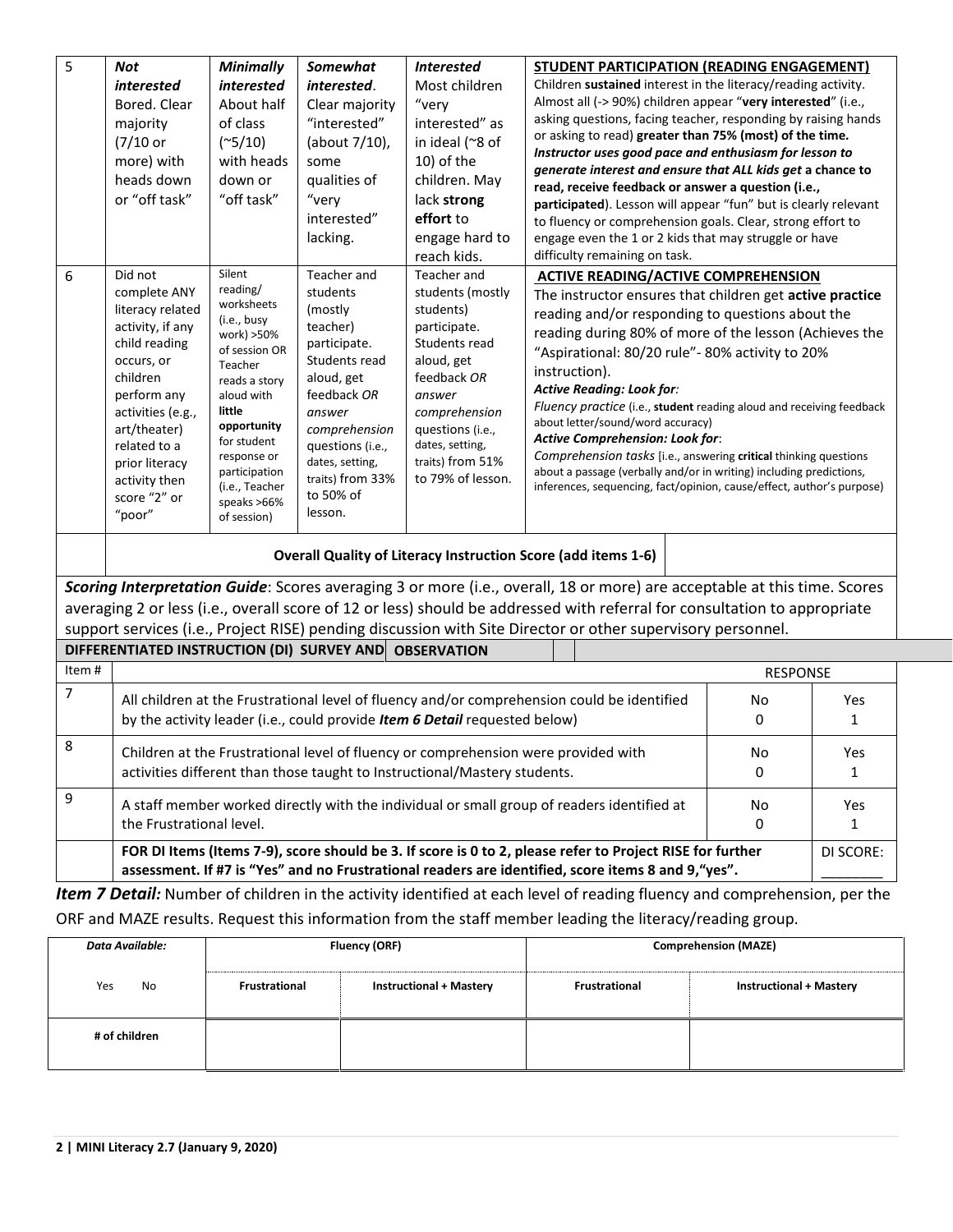| | | | | | |
|---|---|---|---|---|---|
| 5 | ***Not interested*** Bored. Clear majority (7/10 or more) with heads down or "off task" | ***Minimally interested*** About half of class (~5/10) with heads down or "off task" | ***Somewhat interested***. Clear majority "interested" (about 7/10), some qualities of "very interested" lacking. | ***Interested*** Most children "very interested" as in ideal (~8 of 10) of the children. May lack **strong effort** to engage hard to reach kids. | **STUDENT PARTICIPATION (READING ENGAGEMENT)** Children **sustained** interest in the literacy/reading activity. Almost all (-> 90%) children appear "**very interested**" (i.e., asking questions, facing teacher, responding by raising hands or asking to read) **greater than 75% (most) of the time.** ***Instructor uses good pace and enthusiasm for lesson to generate interest and ensure that ALL kids get*** **a chance to read, receive feedback or answer a question (i.e., participated**). Lesson will appear "fun" but is clearly relevant to fluency or comprehension goals. Clear, strong effort to engage even the 1 or 2 kids that may struggle or have difficulty remaining on task. |
| 6 | Did not complete ANY literacy related activity, if any child reading occurs, or children perform any activities (e.g., art/theater) related to a prior literacy activity then score "2" or "poor" | Silent reading/ worksheets (i.e., busy work) >50% of session OR Teacher reads a story aloud with **little opportunity** for student response or participation (i.e., Teacher speaks >66% of session) | Teacher and students (mostly teacher) participate. Students read aloud, get feedback *OR answer comprehension* questions (i.e., dates, setting, traits) from 33% to 50% of lesson. | Teacher and students (mostly students) participate. Students read aloud, get feedback *OR answer comprehension* questions (i.e., dates, setting, traits) from 51% to 79% of lesson. | **ACTIVE READING/ACTIVE COMPREHENSION** The instructor ensures that children get **active practice** reading and/or responding to questions about the reading during 80% of more of the lesson (Achieves the "Aspirational: 80/20 rule"- 80% activity to 20% instruction). ***Active Reading: Look for:*** *Fluency practice* (i.e., **student** reading aloud and receiving feedback about letter/sound/word accuracy) ***Active Comprehension: Look for*:** *Comprehension tasks* [i.e., answering **critical** thinking questions about a passage (verbally and/or in writing) including predictions, inferences, sequencing, fact/opinion, cause/effect, author's purpose) |
| | **Overall Quality of Literacy Instruction Score (add items 1-6)** | | | | |

***Scoring Interpretation Guide***: Scores averaging 3 or more (i.e., overall, 18 or more) are acceptable at this time. Scores averaging 2 or less (i.e., overall score of 12 or less) should be addressed with referral for consultation to appropriate support services (i.e., Project RISE) pending discussion with Site Director or other supervisory personnel.

**DIFFERENTIATED INSTRUCTION (DI) SURVEY AND OBSERVATION**

| Item # | | RESPONSE | |
|---|---|---|---|
| 7 | All children at the Frustrational level of fluency and/or comprehension could be identified by the activity leader (i.e., could provide ***Item 6 Detail*** requested below) | No 0 | Yes 1 |
| 8 | Children at the Frustrational level of fluency or comprehension were provided with activities different than those taught to Instructional/Mastery students. | No 0 | Yes 1 |
| 9 | A staff member worked directly with the individual or small group of readers identified at the Frustrational level. | No 0 | Yes 1 |
| | **FOR DI Items (Items 7-9), score should be 3. If score is 0 to 2, please refer to Project RISE for further assessment. If #7 is "Yes" and no Frustrational readers are identified, score items 8 and 9,"yes".** | DI SCORE: ________ | |

***Item 7 Detail:*** Number of children in the activity identified at each level of reading fluency and comprehension, per the ORF and MAZE results. Request this information from the staff member leading the literacy/reading group.

| *Data Available:* | Fluency (ORF) | | Comprehension (MAZE) | |
|---|---|---|---|---|
| Yes No | **Frustrational** | **Instructional + Mastery** | **Frustrational** | **Instructional + Mastery** |
| **# of children** | | | | |